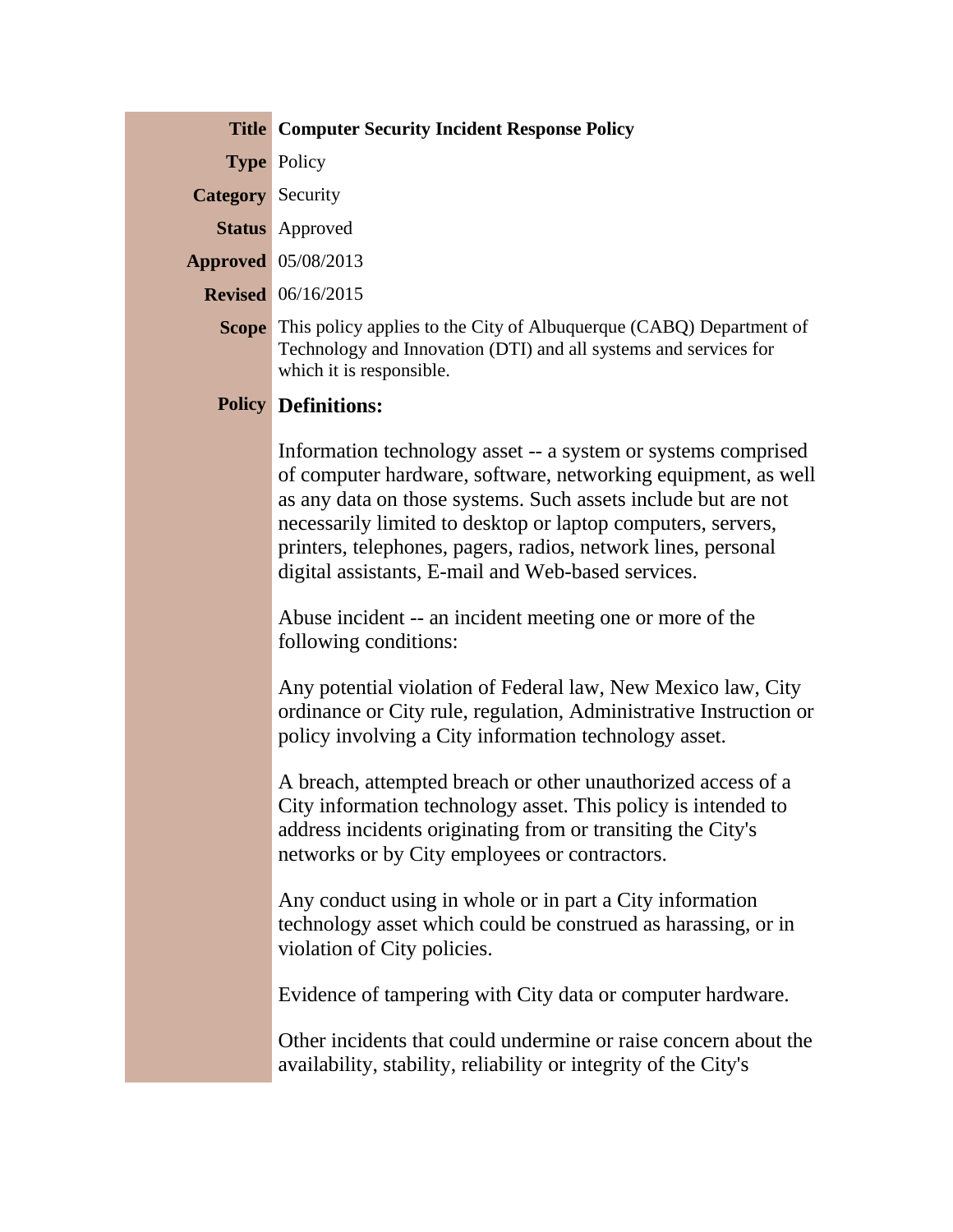| | |
|---|---|
| **Title** | **Computer Security Incident Response Policy** |
| **Type** | Policy |
| **Category** | Security |
| **Status** | Approved |
| **Approved** | 05/08/2013 |
| **Revised** | 06/16/2015 |
| **Scope** | This policy applies to the City of Albuquerque (CABQ) Department of Technology and Innovation (DTI) and all systems and services for which it is responsible. |

**Policy**

## Definitions:

Information technology asset -- a system or systems comprised of computer hardware, software, networking equipment, as well as any data on those systems. Such assets include but are not necessarily limited to desktop or laptop computers, servers, printers, telephones, pagers, radios, network lines, personal digital assistants, E-mail and Web-based services.

Abuse incident -- an incident meeting one or more of the following conditions:

Any potential violation of Federal law, New Mexico law, City ordinance or City rule, regulation, Administrative Instruction or policy involving a City information technology asset.

A breach, attempted breach or other unauthorized access of a City information technology asset. This policy is intended to address incidents originating from or transiting the City's networks or by City employees or contractors.

Any conduct using in whole or in part a City information technology asset which could be construed as harassing, or in violation of City policies.

Evidence of tampering with City data or computer hardware.

Other incidents that could undermine or raise concern about the availability, stability, reliability or integrity of the City's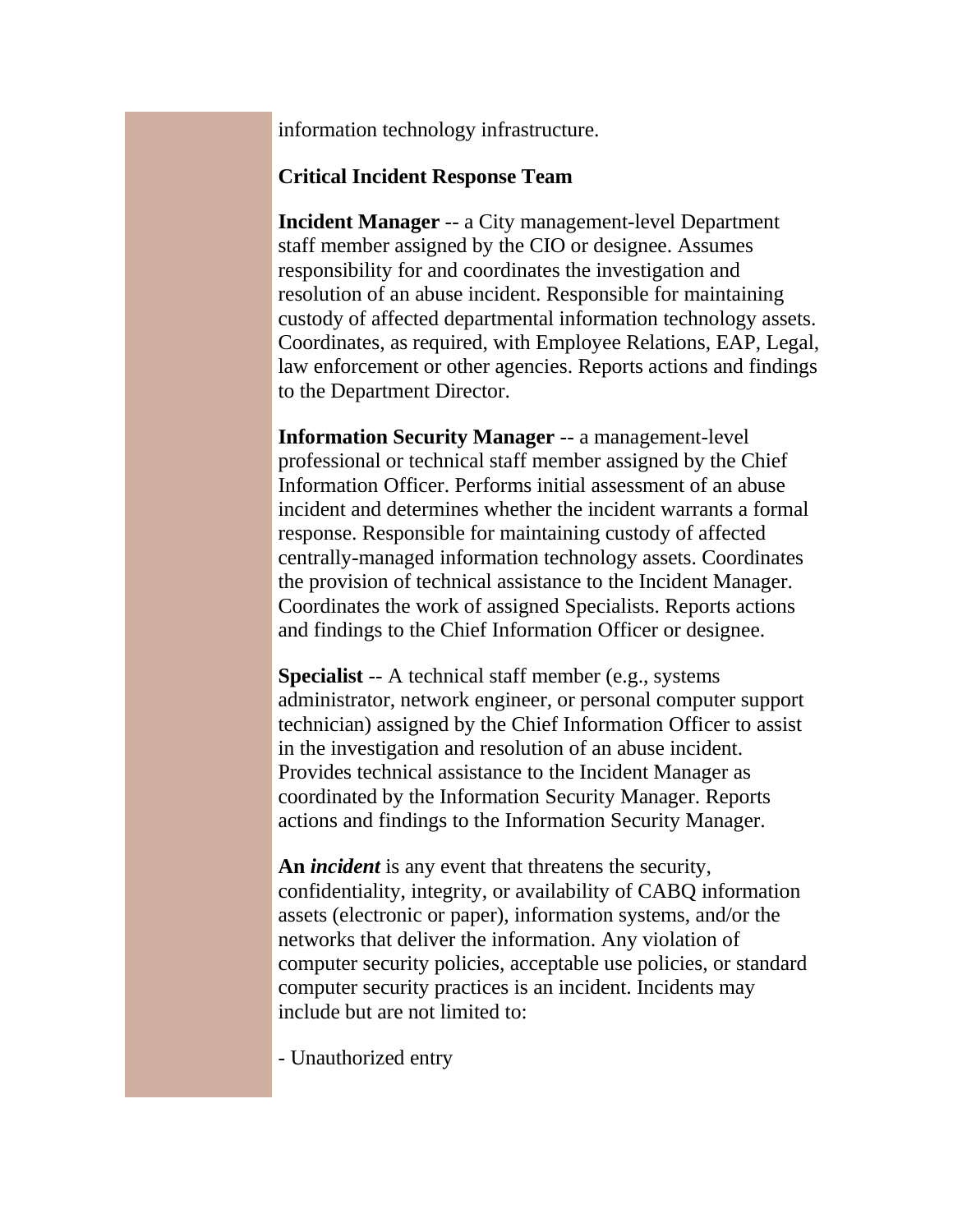information technology infrastructure.

**Critical Incident Response Team**

**Incident Manager** -- a City management-level Department staff member assigned by the CIO or designee. Assumes responsibility for and coordinates the investigation and resolution of an abuse incident. Responsible for maintaining custody of affected departmental information technology assets. Coordinates, as required, with Employee Relations, EAP, Legal, law enforcement or other agencies. Reports actions and findings to the Department Director.

**Information Security Manager** -- a management-level professional or technical staff member assigned by the Chief Information Officer. Performs initial assessment of an abuse incident and determines whether the incident warrants a formal response. Responsible for maintaining custody of affected centrally-managed information technology assets. Coordinates the provision of technical assistance to the Incident Manager. Coordinates the work of assigned Specialists. Reports actions and findings to the Chief Information Officer or designee.

**Specialist** -- A technical staff member (e.g., systems administrator, network engineer, or personal computer support technician) assigned by the Chief Information Officer to assist in the investigation and resolution of an abuse incident. Provides technical assistance to the Incident Manager as coordinated by the Information Security Manager. Reports actions and findings to the Information Security Manager.

**An** ***incident*** is any event that threatens the security, confidentiality, integrity, or availability of CABQ information assets (electronic or paper), information systems, and/or the networks that deliver the information. Any violation of computer security policies, acceptable use policies, or standard computer security practices is an incident. Incidents may include but are not limited to:

- Unauthorized entry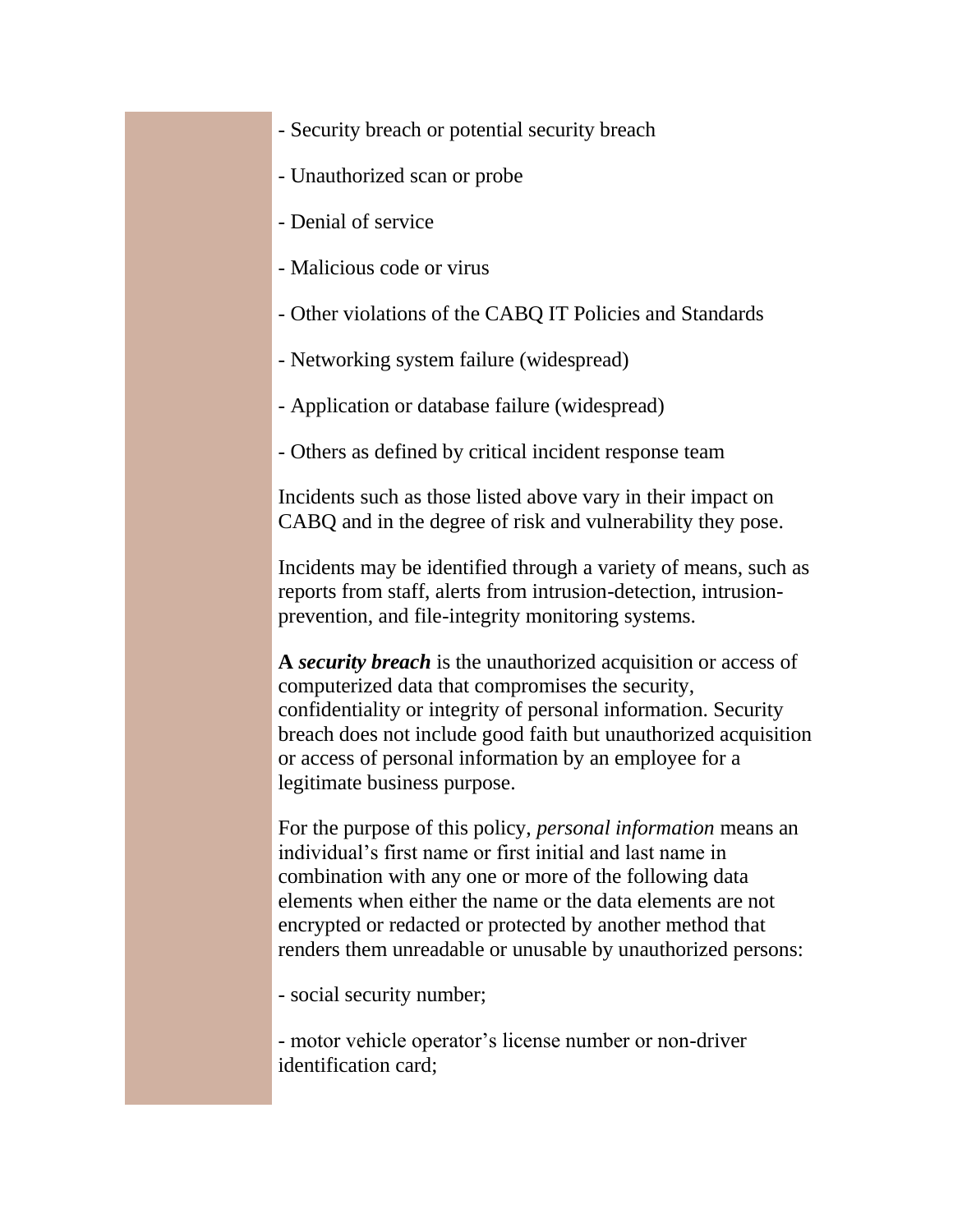- Security breach or potential security breach

- Unauthorized scan or probe

- Denial of service

- Malicious code or virus

- Other violations of the CABQ IT Policies and Standards

- Networking system failure (widespread)

- Application or database failure (widespread)

- Others as defined by critical incident response team

Incidents such as those listed above vary in their impact on CABQ and in the degree of risk and vulnerability they pose.

Incidents may be identified through a variety of means, such as reports from staff, alerts from intrusion-detection, intrusion-prevention, and file-integrity monitoring systems.

**A *security breach*** is the unauthorized acquisition or access of computerized data that compromises the security, confidentiality or integrity of personal information. Security breach does not include good faith but unauthorized acquisition or access of personal information by an employee for a legitimate business purpose.

For the purpose of this policy, *personal information* means an individual's first name or first initial and last name in combination with any one or more of the following data elements when either the name or the data elements are not encrypted or redacted or protected by another method that renders them unreadable or unusable by unauthorized persons:

- social security number;

- motor vehicle operator's license number or non-driver identification card;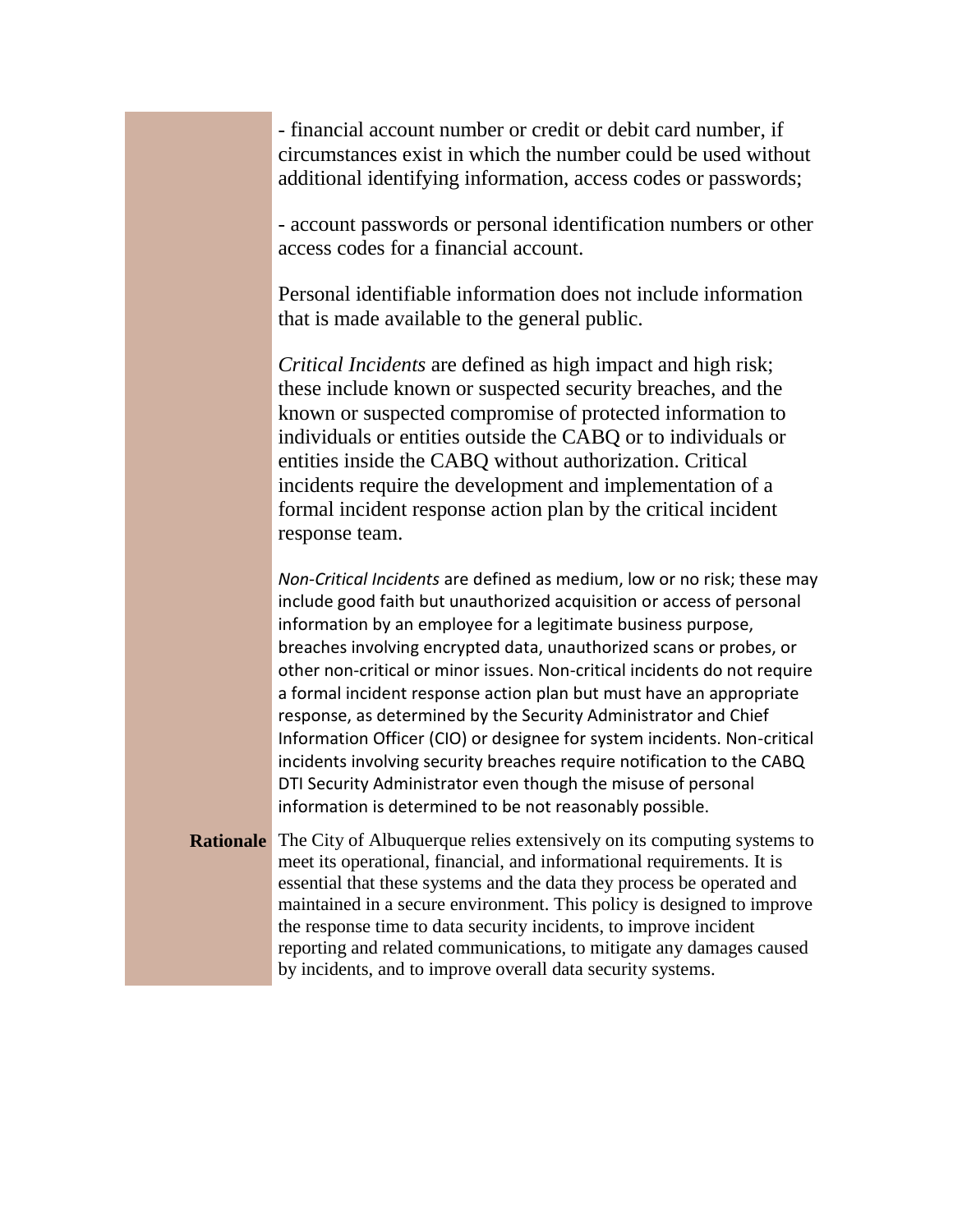- financial account number or credit or debit card number, if circumstances exist in which the number could be used without additional identifying information, access codes or passwords;

- account passwords or personal identification numbers or other access codes for a financial account.

Personal identifiable information does not include information that is made available to the general public.

*Critical Incidents* are defined as high impact and high risk; these include known or suspected security breaches, and the known or suspected compromise of protected information to individuals or entities outside the CABQ or to individuals or entities inside the CABQ without authorization. Critical incidents require the development and implementation of a formal incident response action plan by the critical incident response team.

*Non-Critical Incidents* are defined as medium, low or no risk; these may include good faith but unauthorized acquisition or access of personal information by an employee for a legitimate business purpose, breaches involving encrypted data, unauthorized scans or probes, or other non-critical or minor issues. Non-critical incidents do not require a formal incident response action plan but must have an appropriate response, as determined by the Security Administrator and Chief Information Officer (CIO) or designee for system incidents. Non-critical incidents involving security breaches require notification to the CABQ DTI Security Administrator even though the misuse of personal information is determined to be not reasonably possible.

**Rationale**

The City of Albuquerque relies extensively on its computing systems to meet its operational, financial, and informational requirements. It is essential that these systems and the data they process be operated and maintained in a secure environment. This policy is designed to improve the response time to data security incidents, to improve incident reporting and related communications, to mitigate any damages caused by incidents, and to improve overall data security systems.